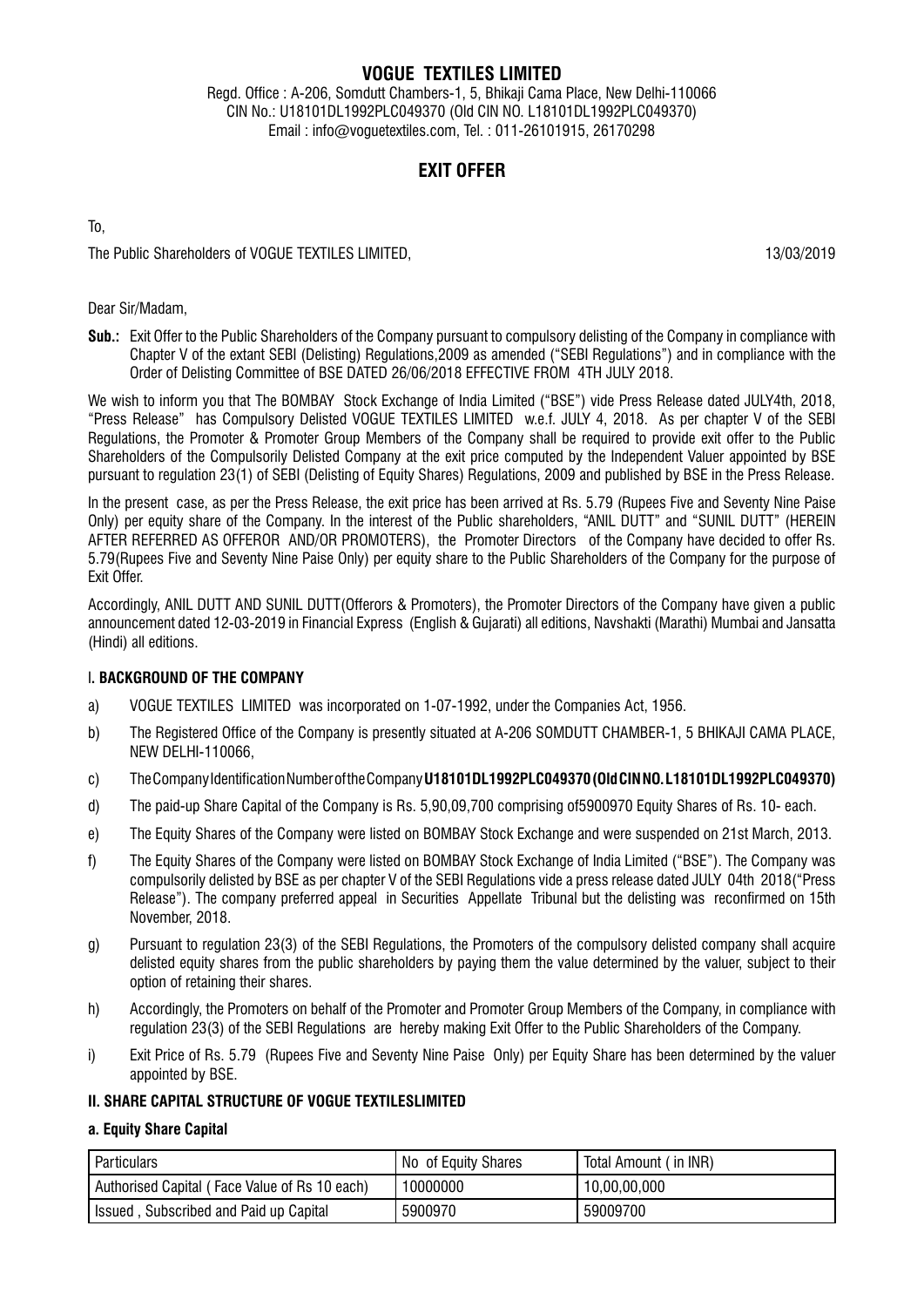# VOGUE TEXTILES LIMITED

Regd. Office : A-206, Somdutt Chambers-1, 5, Bhikaji Cama Place, New Delhi-110066
CIN No.: U18101DL1992PLC049370 (Old CIN NO. L18101DL1992PLC049370)
Email : info@voguetextiles.com, Tel. : 011-26101915, 26170298

## EXIT OFFER

To,

The Public Shareholders of VOGUE TEXTILES LIMITED, 13/03/2019

Dear Sir/Madam,

**Sub.:** Exit Offer to the Public Shareholders of the Company pursuant to compulsory delisting of the Company in compliance with Chapter V of the extant SEBI (Delisting) Regulations,2009 as amended ("SEBI Regulations") and in compliance with the Order of Delisting Committee of BSE DATED 26/06/2018 EFFECTIVE FROM 4TH JULY 2018.

We wish to inform you that The BOMBAY Stock Exchange of India Limited ("BSE") vide Press Release dated JULY4th, 2018, "Press Release" has Compulsory Delisted VOGUE TEXTILES LIMITED w.e.f. JULY 4, 2018. As per chapter V of the SEBI Regulations, the Promoter & Promoter Group Members of the Company shall be required to provide exit offer to the Public Shareholders of the Compulsorily Delisted Company at the exit price computed by the Independent Valuer appointed by BSE pursuant to regulation 23(1) of SEBI (Delisting of Equity Shares) Regulations, 2009 and published by BSE in the Press Release.

In the present case, as per the Press Release, the exit price has been arrived at Rs. 5.79 (Rupees Five and Seventy Nine Paise Only) per equity share of the Company. In the interest of the Public shareholders, "ANIL DUTT" and "SUNIL DUTT" (HEREIN AFTER REFERRED AS OFFEROR AND/OR PROMOTERS), the Promoter Directors of the Company have decided to offer Rs. 5.79(Rupees Five and Seventy Nine Paise Only) per equity share to the Public Shareholders of the Company for the purpose of Exit Offer.

Accordingly, ANIL DUTT AND SUNIL DUTT(Offerors & Promoters), the Promoter Directors of the Company have given a public announcement dated 12-03-2019 in Financial Express (English & Gujarati) all editions, Navshakti (Marathi) Mumbai and Jansatta (Hindi) all editions.

### I. BACKGROUND OF THE COMPANY

a) VOGUE TEXTILES LIMITED was incorporated on 1-07-1992, under the Companies Act, 1956.

b) The Registered Office of the Company is presently situated at A-206 SOMDUTT CHAMBER-1, 5 BHIKAJI CAMA PLACE, NEW DELHI-110066,

c) The Company Identification Number of the Company **U18101DL1992PLC049370 (Old CIN NO. L18101DL1992PLC049370)**

d) The paid-up Share Capital of the Company is Rs. 5,90,09,700 comprising of5900970 Equity Shares of Rs. 10- each.

e) The Equity Shares of the Company were listed on BOMBAY Stock Exchange and were suspended on 21st March, 2013.

f) The Equity Shares of the Company were listed on BOMBAY Stock Exchange of India Limited ("BSE"). The Company was compulsorily delisted by BSE as per chapter V of the SEBI Regulations vide a press release dated JULY 04th 2018("Press Release"). The company preferred appeal in Securities Appellate Tribunal but the delisting was reconfirmed on 15th November, 2018.

g) Pursuant to regulation 23(3) of the SEBI Regulations, the Promoters of the compulsory delisted company shall acquire delisted equity shares from the public shareholders by paying them the value determined by the valuer, subject to their option of retaining their shares.

h) Accordingly, the Promoters on behalf of the Promoter and Promoter Group Members of the Company, in compliance with regulation 23(3) of the SEBI Regulations are hereby making Exit Offer to the Public Shareholders of the Company.

i) Exit Price of Rs. 5.79 (Rupees Five and Seventy Nine Paise Only) per Equity Share has been determined by the valuer appointed by BSE.

### II. SHARE CAPITAL STRUCTURE OF VOGUE TEXTILESLIMITED

#### a. Equity Share Capital

| Particulars | No of Equity Shares | Total Amount ( in INR) |
|---|---|---|
| Authorised Capital ( Face Value of Rs 10 each) | 10000000 | 10,00,00,000 |
| Issued , Subscribed and Paid up Capital | 5900970 | 59009700 |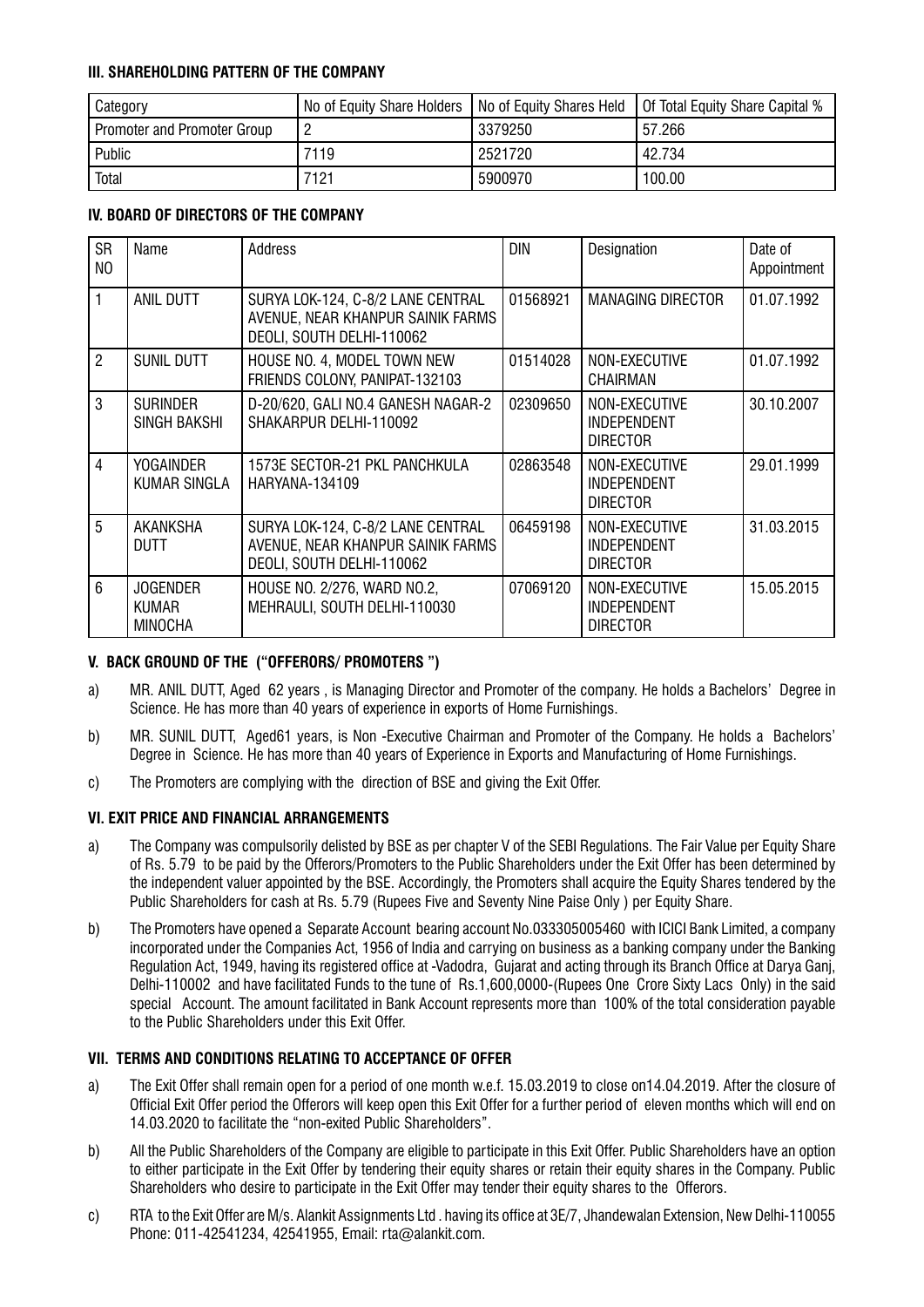### III. SHAREHOLDING PATTERN OF THE COMPANY

| Category | No of Equity Share Holders | No of Equity Shares Held | Of Total Equity Share Capital % |
|---|---|---|---|
| Promoter and Promoter Group | 2 | 3379250 | 57.266 |
| Public | 7119 | 2521720 | 42.734 |
| Total | 7121 | 5900970 | 100.00 |

### IV. BOARD OF DIRECTORS OF THE COMPANY

| SR NO | Name | Address | DIN | Designation | Date of Appointment |
|---|---|---|---|---|---|
| 1 | ANIL DUTT | SURYA LOK-124, C-8/2 LANE CENTRAL AVENUE, NEAR KHANPUR SAINIK FARMS DEOLI, SOUTH DELHI-110062 | 01568921 | MANAGING DIRECTOR | 01.07.1992 |
| 2 | SUNIL DUTT | HOUSE NO. 4, MODEL TOWN NEW FRIENDS COLONY, PANIPAT-132103 | 01514028 | NON-EXECUTIVE CHAIRMAN | 01.07.1992 |
| 3 | SURINDER SINGH BAKSHI | D-20/620, GALI NO.4 GANESH NAGAR-2 SHAKARPUR DELHI-110092 | 02309650 | NON-EXECUTIVE INDEPENDENT DIRECTOR | 30.10.2007 |
| 4 | YOGAINDER KUMAR SINGLA | 1573E SECTOR-21 PKL PANCHKULA HARYANA-134109 | 02863548 | NON-EXECUTIVE INDEPENDENT DIRECTOR | 29.01.1999 |
| 5 | AKANKSHA DUTT | SURYA LOK-124, C-8/2 LANE CENTRAL AVENUE, NEAR KHANPUR SAINIK FARMS DEOLI, SOUTH DELHI-110062 | 06459198 | NON-EXECUTIVE INDEPENDENT DIRECTOR | 31.03.2015 |
| 6 | JOGENDER KUMAR MINOCHA | HOUSE NO. 2/276, WARD NO.2, MEHRAULI, SOUTH DELHI-110030 | 07069120 | NON-EXECUTIVE INDEPENDENT DIRECTOR | 15.05.2015 |

### V. BACK GROUND OF THE ("OFFERORS/ PROMOTERS ")

a) MR. ANIL DUTT, Aged 62 years , is Managing Director and Promoter of the company. He holds a Bachelors' Degree in Science. He has more than 40 years of experience in exports of Home Furnishings.

b) MR. SUNIL DUTT, Aged61 years, is Non -Executive Chairman and Promoter of the Company. He holds a Bachelors' Degree in Science. He has more than 40 years of Experience in Exports and Manufacturing of Home Furnishings.

c) The Promoters are complying with the direction of BSE and giving the Exit Offer.

### VI. EXIT PRICE AND FINANCIAL ARRANGEMENTS

a) The Company was compulsorily delisted by BSE as per chapter V of the SEBI Regulations. The Fair Value per Equity Share of Rs. 5.79 to be paid by the Offerors/Promoters to the Public Shareholders under the Exit Offer has been determined by the independent valuer appointed by the BSE. Accordingly, the Promoters shall acquire the Equity Shares tendered by the Public Shareholders for cash at Rs. 5.79 (Rupees Five and Seventy Nine Paise Only ) per Equity Share.

b) The Promoters have opened a Separate Account bearing account No.033305005460 with ICICI Bank Limited, a company incorporated under the Companies Act, 1956 of India and carrying on business as a banking company under the Banking Regulation Act, 1949, having its registered office at -Vadodra, Gujarat and acting through its Branch Office at Darya Ganj, Delhi-110002 and have facilitated Funds to the tune of Rs.1,600,0000-(Rupees One Crore Sixty Lacs Only) in the said special Account. The amount facilitated in Bank Account represents more than 100% of the total consideration payable to the Public Shareholders under this Exit Offer.

### VII. TERMS AND CONDITIONS RELATING TO ACCEPTANCE OF OFFER

a) The Exit Offer shall remain open for a period of one month w.e.f. 15.03.2019 to close on14.04.2019. After the closure of Official Exit Offer period the Offerors will keep open this Exit Offer for a further period of eleven months which will end on 14.03.2020 to facilitate the "non-exited Public Shareholders".

b) All the Public Shareholders of the Company are eligible to participate in this Exit Offer. Public Shareholders have an option to either participate in the Exit Offer by tendering their equity shares or retain their equity shares in the Company. Public Shareholders who desire to participate in the Exit Offer may tender their equity shares to the Offerors.

c) RTA to the Exit Offer are M/s. Alankit Assignments Ltd . having its office at 3E/7, Jhandewalan Extension, New Delhi-110055 Phone: 011-42541234, 42541955, Email: rta@alankit.com.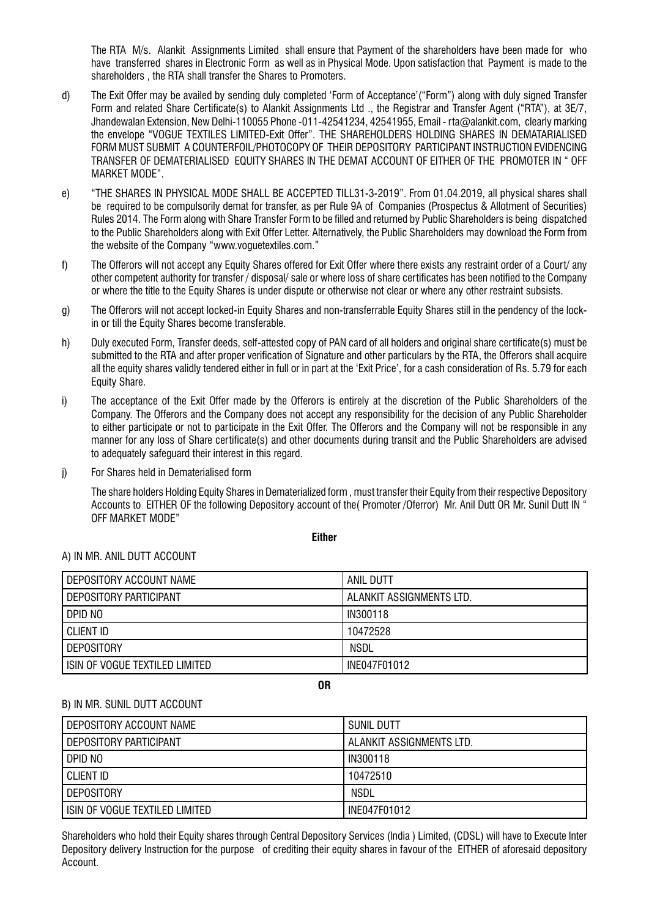The RTA M/s. Alankit Assignments Limited shall ensure that Payment of the shareholders have been made for who have transferred shares in Electronic Form as well as in Physical Mode. Upon satisfaction that Payment is made to the shareholders , the RTA shall transfer the Shares to Promoters.

d) The Exit Offer may be availed by sending duly completed 'Form of Acceptance'("Form") along with duly signed Transfer Form and related Share Certificate(s) to Alankit Assignments Ltd ., the Registrar and Transfer Agent ("RTA"), at 3E/7, Jhandewalan Extension, New Delhi-110055 Phone -011-42541234, 42541955, Email - rta@alankit.com, clearly marking the envelope "VOGUE TEXTILES LIMITED-Exit Offer". THE SHAREHOLDERS HOLDING SHARES IN DEMATARIALISED FORM MUST SUBMIT A COUNTERFOIL/PHOTOCOPY OF THEIR DEPOSITORY PARTICIPANT INSTRUCTION EVIDENCING TRANSFER OF DEMATERIALISED EQUITY SHARES IN THE DEMAT ACCOUNT OF EITHER OF THE PROMOTER IN " OFF MARKET MODE".

e) "THE SHARES IN PHYSICAL MODE SHALL BE ACCEPTED TILL31-3-2019". From 01.04.2019, all physical shares shall be required to be compulsorily demat for transfer, as per Rule 9A of Companies (Prospectus & Allotment of Securities) Rules 2014. The Form along with Share Transfer Form to be filled and returned by Public Shareholders is being dispatched to the Public Shareholders along with Exit Offer Letter. Alternatively, the Public Shareholders may download the Form from the website of the Company "www.voguetextiles.com."

f) The Offerors will not accept any Equity Shares offered for Exit Offer where there exists any restraint order of a Court/ any other competent authority for transfer / disposal/ sale or where loss of share certificates has been notified to the Company or where the title to the Equity Shares is under dispute or otherwise not clear or where any other restraint subsists.

g) The Offerors will not accept locked-in Equity Shares and non-transferrable Equity Shares still in the pendency of the lock-in or till the Equity Shares become transferable.

h) Duly executed Form, Transfer deeds, self-attested copy of PAN card of all holders and original share certificate(s) must be submitted to the RTA and after proper verification of Signature and other particulars by the RTA, the Offerors shall acquire all the equity shares validly tendered either in full or in part at the 'Exit Price', for a cash consideration of Rs. 5.79 for each Equity Share.

i) The acceptance of the Exit Offer made by the Offerors is entirely at the discretion of the Public Shareholders of the Company. The Offerors and the Company does not accept any responsibility for the decision of any Public Shareholder to either participate or not to participate in the Exit Offer. The Offerors and the Company will not be responsible in any manner for any loss of Share certificate(s) and other documents during transit and the Public Shareholders are advised to adequately safeguard their interest in this regard.

j) For Shares held in Dematerialised form

The share holders Holding Equity Shares in Dematerialized form , must transfer their Equity from their respective Depository Accounts to EITHER OF the following Depository account of the( Promoter /Oferror) Mr. Anil Dutt OR Mr. Sunil Dutt IN " OFF MARKET MODE"

**Either**

A) IN MR. ANIL DUTT ACCOUNT

| DEPOSITORY ACCOUNT NAME | ANIL DUTT |
|---|---|
| DEPOSITORY PARTICIPANT | ALANKIT ASSIGNMENTS LTD. |
| DPID NO | IN300118 |
| CLIENT ID | 10472528 |
| DEPOSITORY | NSDL |
| ISIN OF VOGUE TEXTILED LIMITED | INE047F01012 |

**OR**

B) IN MR. SUNIL DUTT ACCOUNT

| DEPOSITORY ACCOUNT NAME | SUNIL DUTT |
|---|---|
| DEPOSITORY PARTICIPANT | ALANKIT ASSIGNMENTS LTD. |
| DPID NO | IN300118 |
| CLIENT ID | 10472510 |
| DEPOSITORY | NSDL |
| ISIN OF VOGUE TEXTILED LIMITED | INE047F01012 |

Shareholders who hold their Equity shares through Central Depository Services (India ) Limited, (CDSL) will have to Execute Inter Depository delivery Instruction for the purpose of crediting their equity shares in favour of the EITHER of aforesaid depository Account.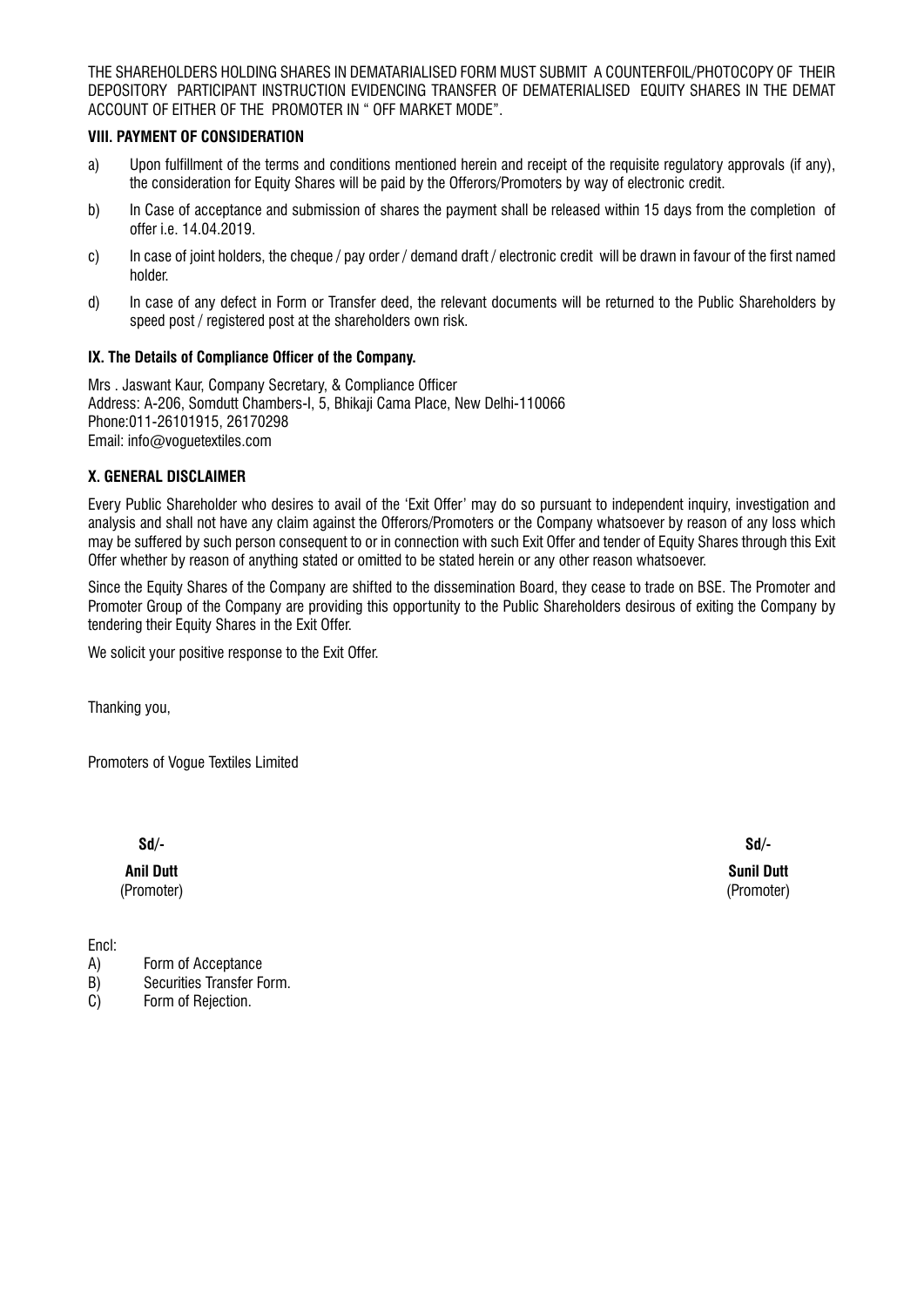THE SHAREHOLDERS HOLDING SHARES IN DEMATARIALISED FORM MUST SUBMIT A COUNTERFOIL/PHOTOCOPY OF THEIR DEPOSITORY PARTICIPANT INSTRUCTION EVIDENCING TRANSFER OF DEMATERIALISED EQUITY SHARES IN THE DEMAT ACCOUNT OF EITHER OF THE PROMOTER IN " OFF MARKET MODE".

### VIII. PAYMENT OF CONSIDERATION

a) Upon fulfillment of the terms and conditions mentioned herein and receipt of the requisite regulatory approvals (if any), the consideration for Equity Shares will be paid by the Offerors/Promoters by way of electronic credit.

b) In Case of acceptance and submission of shares the payment shall be released within 15 days from the completion of offer i.e. 14.04.2019.

c) In case of joint holders, the cheque / pay order / demand draft / electronic credit will be drawn in favour of the first named holder.

d) In case of any defect in Form or Transfer deed, the relevant documents will be returned to the Public Shareholders by speed post / registered post at the shareholders own risk.

### IX. The Details of Compliance Officer of the Company.

Mrs . Jaswant Kaur, Company Secretary, & Compliance Officer
Address: A-206, Somdutt Chambers-I, 5, Bhikaji Cama Place, New Delhi-110066
Phone:011-26101915, 26170298
Email: info@voguetextiles.com

### X. GENERAL DISCLAIMER

Every Public Shareholder who desires to avail of the 'Exit Offer' may do so pursuant to independent inquiry, investigation and analysis and shall not have any claim against the Offerors/Promoters or the Company whatsoever by reason of any loss which may be suffered by such person consequent to or in connection with such Exit Offer and tender of Equity Shares through this Exit Offer whether by reason of anything stated or omitted to be stated herein or any other reason whatsoever.

Since the Equity Shares of the Company are shifted to the dissemination Board, they cease to trade on BSE. The Promoter and Promoter Group of the Company are providing this opportunity to the Public Shareholders desirous of exiting the Company by tendering their Equity Shares in the Exit Offer.

We solicit your positive response to the Exit Offer.

Thanking you,

Promoters of Vogue Textiles Limited

**Sd/-**
**Anil Dutt**
(Promoter)

**Sd/-**
**Sunil Dutt**
(Promoter)

Encl:

A) Form of Acceptance
B) Securities Transfer Form.
C) Form of Rejection.